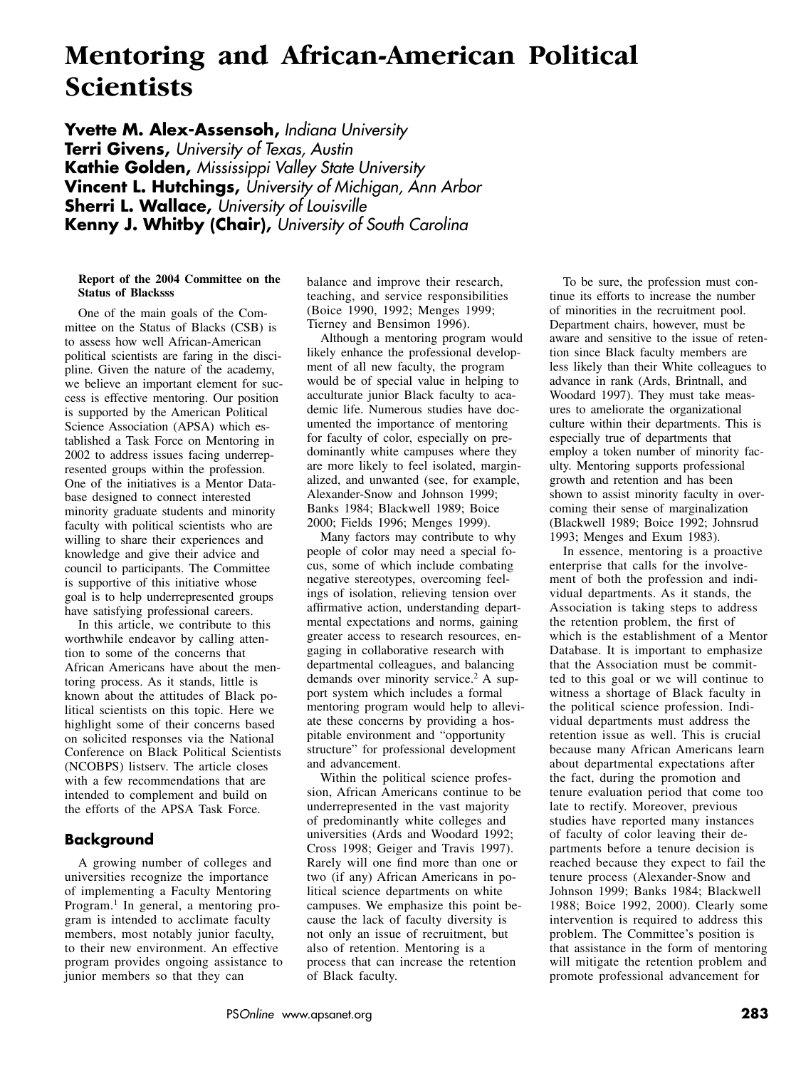# Mentoring and African-American Political Scientists

**Yvette M. Alex-Assensoh,** *Indiana University*
**Terri Givens,** *University of Texas, Austin*
**Kathie Golden,** *Mississippi Valley State University*
**Vincent L. Hutchings,** *University of Michigan, Ann Arbor*
**Sherri L. Wallace,** *University of Louisville*
**Kenny J. Whitby (Chair),** *University of South Carolina*

**Report of the 2004 Committee on the Status of Blacksss**

One of the main goals of the Committee on the Status of Blacks (CSB) is to assess how well African-American political scientists are faring in the discipline. Given the nature of the academy, we believe an important element for success is effective mentoring. Our position is supported by the American Political Science Association (APSA) which established a Task Force on Mentoring in 2002 to address issues facing underrepresented groups within the profession. One of the initiatives is a Mentor Database designed to connect interested minority graduate students and minority faculty with political scientists who are willing to share their experiences and knowledge and give their advice and council to participants. The Committee is supportive of this initiative whose goal is to help underrepresented groups have satisfying professional careers.

In this article, we contribute to this worthwhile endeavor by calling attention to some of the concerns that African Americans have about the mentoring process. As it stands, little is known about the attitudes of Black political scientists on this topic. Here we highlight some of their concerns based on solicited responses via the National Conference on Black Political Scientists (NCOBPS) listserv. The article closes with a few recommendations that are intended to complement and build on the efforts of the APSA Task Force.

## Background

A growing number of colleges and universities recognize the importance of implementing a Faculty Mentoring Program.[1] In general, a mentoring program is intended to acclimate faculty members, most notably junior faculty, to their new environment. An effective program provides ongoing assistance to junior members so that they can balance and improve their research, teaching, and service responsibilities (Boice 1990, 1992; Menges 1999; Tierney and Bensimon 1996).

Although a mentoring program would likely enhance the professional development of all new faculty, the program would be of special value in helping to acculturate junior Black faculty to academic life. Numerous studies have documented the importance of mentoring for faculty of color, especially on predominantly white campuses where they are more likely to feel isolated, marginalized, and unwanted (see, for example, Alexander-Snow and Johnson 1999; Banks 1984; Blackwell 1989; Boice 2000; Fields 1996; Menges 1999).

Many factors may contribute to why people of color may need a special focus, some of which include combating negative stereotypes, overcoming feelings of isolation, relieving tension over affirmative action, understanding departmental expectations and norms, gaining greater access to research resources, engaging in collaborative research with departmental colleagues, and balancing demands over minority service.[2] A support system which includes a formal mentoring program would help to alleviate these concerns by providing a hospitable environment and "opportunity structure" for professional development and advancement.

Within the political science profession, African Americans continue to be underrepresented in the vast majority of predominantly white colleges and universities (Ards and Woodard 1992; Cross 1998; Geiger and Travis 1997). Rarely will one find more than one or two (if any) African Americans in political science departments on white campuses. We emphasize this point because the lack of faculty diversity is not only an issue of recruitment, but also of retention. Mentoring is a process that can increase the retention of Black faculty.

To be sure, the profession must continue its efforts to increase the number of minorities in the recruitment pool. Department chairs, however, must be aware and sensitive to the issue of retention since Black faculty members are less likely than their White colleagues to advance in rank (Ards, Brintnall, and Woodard 1997). They must take measures to ameliorate the organizational culture within their departments. This is especially true of departments that employ a token number of minority faculty. Mentoring supports professional growth and retention and has been shown to assist minority faculty in overcoming their sense of marginalization (Blackwell 1989; Boice 1992; Johnsrud 1993; Menges and Exum 1983).

In essence, mentoring is a proactive enterprise that calls for the involvement of both the profession and individual departments. As it stands, the Association is taking steps to address the retention problem, the first of which is the establishment of a Mentor Database. It is important to emphasize that the Association must be committed to this goal or we will continue to witness a shortage of Black faculty in the political science profession. Individual departments must address the retention issue as well. This is crucial because many African Americans learn about departmental expectations after the fact, during the promotion and tenure evaluation period that come too late to rectify. Moreover, previous studies have reported many instances of faculty of color leaving their departments before a tenure decision is reached because they expect to fail the tenure process (Alexander-Snow and Johnson 1999; Banks 1984; Blackwell 1988; Boice 1992, 2000). Clearly some intervention is required to address this problem. The Committee's position is that assistance in the form of mentoring will mitigate the retention problem and promote professional advancement for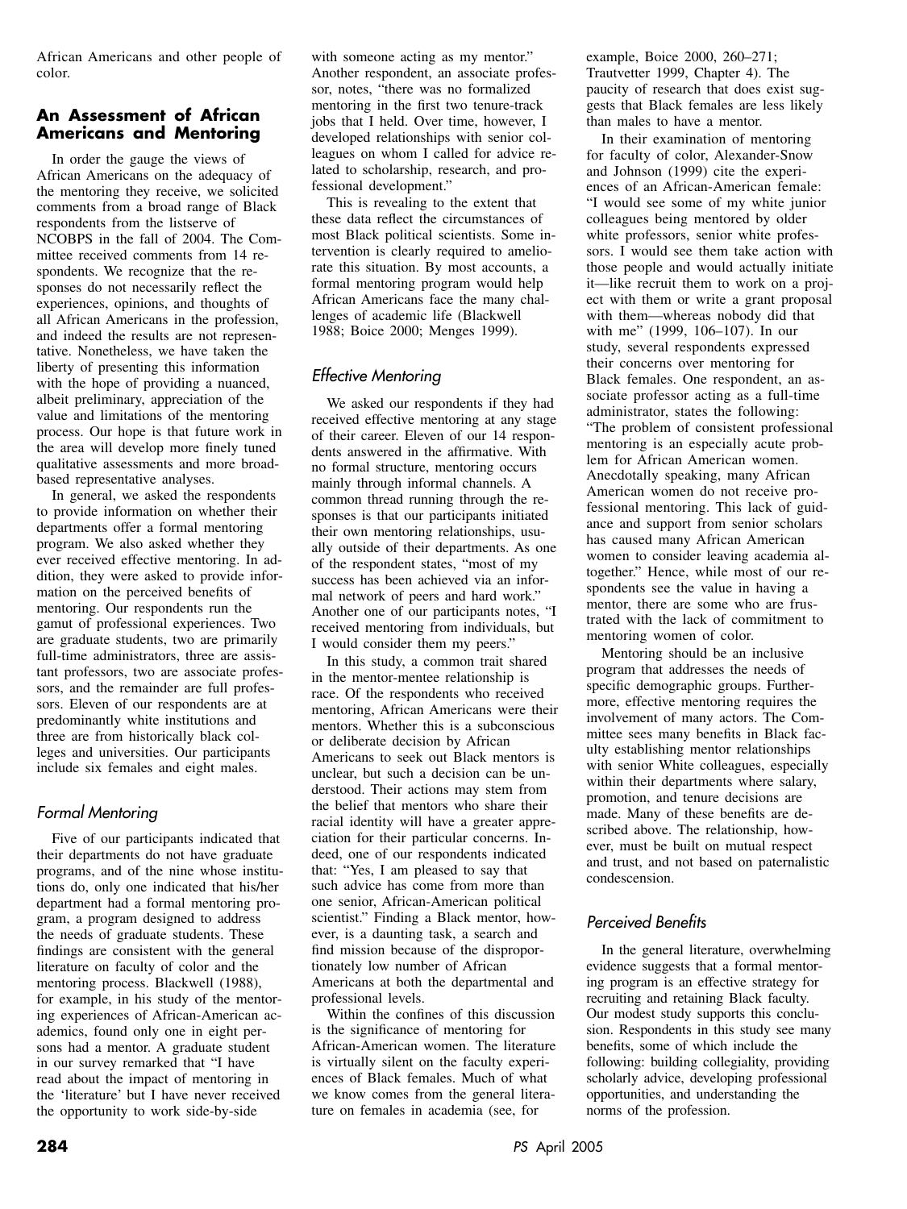African Americans and other people of color.

## An Assessment of African Americans and Mentoring

In order the gauge the views of African Americans on the adequacy of the mentoring they receive, we solicited comments from a broad range of Black respondents from the listserve of NCOBPS in the fall of 2004. The Committee received comments from 14 respondents. We recognize that the responses do not necessarily reflect the experiences, opinions, and thoughts of all African Americans in the profession, and indeed the results are not representative. Nonetheless, we have taken the liberty of presenting this information with the hope of providing a nuanced, albeit preliminary, appreciation of the value and limitations of the mentoring process. Our hope is that future work in the area will develop more finely tuned qualitative assessments and more broad-based representative analyses.

In general, we asked the respondents to provide information on whether their departments offer a formal mentoring program. We also asked whether they ever received effective mentoring. In addition, they were asked to provide information on the perceived benefits of mentoring. Our respondents run the gamut of professional experiences. Two are graduate students, two are primarily full-time administrators, three are assistant professors, two are associate professors, and the remainder are full professors. Eleven of our respondents are at predominantly white institutions and three are from historically black colleges and universities. Our participants include six females and eight males.

### *Formal Mentoring*

Five of our participants indicated that their departments do not have graduate programs, and of the nine whose institutions do, only one indicated that his/her department had a formal mentoring program, a program designed to address the needs of graduate students. These findings are consistent with the general literature on faculty of color and the mentoring process. Blackwell (1988), for example, in his study of the mentoring experiences of African-American academics, found only one in eight persons had a mentor. A graduate student in our survey remarked that "I have read about the impact of mentoring in the 'literature' but I have never received the opportunity to work side-by-side with someone acting as my mentor." Another respondent, an associate professor, notes, "there was no formalized mentoring in the first two tenure-track jobs that I held. Over time, however, I developed relationships with senior colleagues on whom I called for advice related to scholarship, research, and professional development."

This is revealing to the extent that these data reflect the circumstances of most Black political scientists. Some intervention is clearly required to ameliorate this situation. By most accounts, a formal mentoring program would help African Americans face the many challenges of academic life (Blackwell 1988; Boice 2000; Menges 1999).

### *Effective Mentoring*

We asked our respondents if they had received effective mentoring at any stage of their career. Eleven of our 14 respondents answered in the affirmative. With no formal structure, mentoring occurs mainly through informal channels. A common thread running through the responses is that our participants initiated their own mentoring relationships, usually outside of their departments. As one of the respondent states, "most of my success has been achieved via an informal network of peers and hard work." Another one of our participants notes, "I received mentoring from individuals, but I would consider them my peers."

In this study, a common trait shared in the mentor-mentee relationship is race. Of the respondents who received mentoring, African Americans were their mentors. Whether this is a subconscious or deliberate decision by African Americans to seek out Black mentors is unclear, but such a decision can be understood. Their actions may stem from the belief that mentors who share their racial identity will have a greater appreciation for their particular concerns. Indeed, one of our respondents indicated that: "Yes, I am pleased to say that such advice has come from more than one senior, African-American political scientist." Finding a Black mentor, however, is a daunting task, a search and find mission because of the disproportionately low number of African Americans at both the departmental and professional levels.

Within the confines of this discussion is the significance of mentoring for African-American women. The literature is virtually silent on the faculty experiences of Black females. Much of what we know comes from the general literature on females in academia (see, for example, Boice 2000, 260–271; Trautvetter 1999, Chapter 4). The paucity of research that does exist suggests that Black females are less likely than males to have a mentor.

In their examination of mentoring for faculty of color, Alexander-Snow and Johnson (1999) cite the experiences of an African-American female: "I would see some of my white junior colleagues being mentored by older white professors, senior white professors. I would see them take action with those people and would actually initiate it—like recruit them to work on a project with them or write a grant proposal with them—whereas nobody did that with me" (1999, 106–107). In our study, several respondents expressed their concerns over mentoring for Black females. One respondent, an associate professor acting as a full-time administrator, states the following: "The problem of consistent professional mentoring is an especially acute problem for African American women. Anecdotally speaking, many African American women do not receive professional mentoring. This lack of guidance and support from senior scholars has caused many African American women to consider leaving academia altogether." Hence, while most of our respondents see the value in having a mentor, there are some who are frustrated with the lack of commitment to mentoring women of color.

Mentoring should be an inclusive program that addresses the needs of specific demographic groups. Furthermore, effective mentoring requires the involvement of many actors. The Committee sees many benefits in Black faculty establishing mentor relationships with senior White colleagues, especially within their departments where salary, promotion, and tenure decisions are made. Many of these benefits are described above. The relationship, however, must be built on mutual respect and trust, and not based on paternalistic condescension.

### *Perceived Benefits*

In the general literature, overwhelming evidence suggests that a formal mentoring program is an effective strategy for recruiting and retaining Black faculty. Our modest study supports this conclusion. Respondents in this study see many benefits, some of which include the following: building collegiality, providing scholarly advice, developing professional opportunities, and understanding the norms of the profession.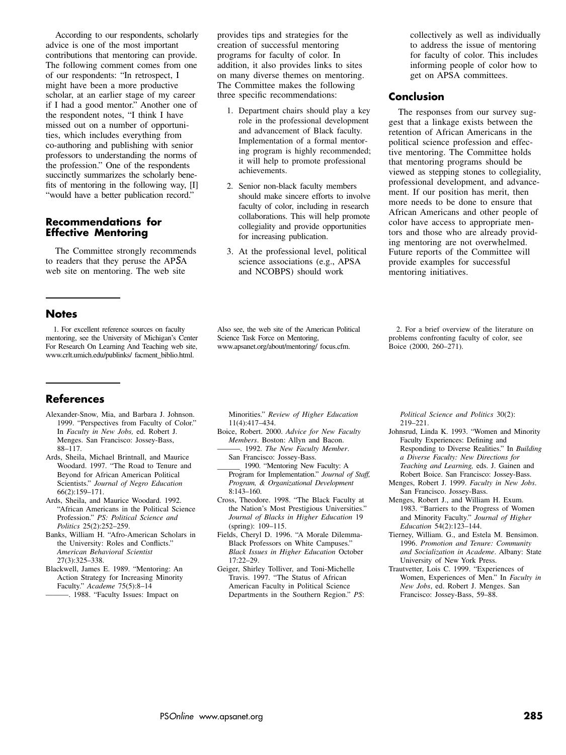According to our respondents, scholarly advice is one of the most important contributions that mentoring can provide. The following comment comes from one of our respondents: "In retrospect, I might have been a more productive scholar, at an earlier stage of my career if I had a good mentor." Another one of the respondent notes, "I think I have missed out on a number of opportunities, which includes everything from co-authoring and publishing with senior professors to understanding the norms of the profession." One of the respondents succinctly summarizes the scholarly benefits of mentoring in the following way, [I] "would have a better publication record."

## Recommendations for Effective Mentoring

The Committee strongly recommends to readers that they peruse the APSA web site on mentoring. The web site provides tips and strategies for the creation of successful mentoring programs for faculty of color. In addition, it also provides links to sites on many diverse themes on mentoring. The Committee makes the following three specific recommendations:

1. Department chairs should play a key role in the professional development and advancement of Black faculty. Implementation of a formal mentoring program is highly recommended; it will help to promote professional achievements.
2. Senior non-black faculty members should make sincere efforts to involve faculty of color, including in research collaborations. This will help promote collegiality and provide opportunities for increasing publication.
3. At the professional level, political science associations (e.g., APSA and NCOBPS) should work collectively as well as individually to address the issue of mentoring for faculty of color. This includes informing people of color how to get on APSA committees.

## Conclusion

The responses from our survey suggest that a linkage exists between the retention of African Americans in the political science profession and effective mentoring. The Committee holds that mentoring programs should be viewed as stepping stones to collegiality, professional development, and advancement. If our position has merit, then more needs to be done to ensure that African Americans and other people of color have access to appropriate mentors and those who are already providing mentoring are not overwhelmed. Future reports of the Committee will provide examples for successful mentoring initiatives.

## Notes

1. For excellent reference sources on faculty mentoring, see the University of Michigan's Center For Research On Learning And Teaching web site, www.crlt.umich.edu/publinks/ facment_biblio.html. Also see, the web site of the American Political Science Task Force on Mentoring, www.apsanet.org/about/mentoring/ focus.cfm.

2. For a brief overview of the literature on problems confronting faculty of color, see Boice (2000, 260–271).

## References

Alexander-Snow, Mia, and Barbara J. Johnson. 1999. "Perspectives from Faculty of Color." In *Faculty in New Jobs,* ed. Robert J. Menges. San Francisco: Jossey-Bass, 88–117.

Ards, Sheila, Michael Brintnall, and Maurice Woodard. 1997. "The Road to Tenure and Beyond for African American Political Scientists." *Journal of Negro Education* 66(2):159–171.

Ards, Sheila, and Maurice Woodard. 1992. "African Americans in the Political Science Profession." *PS: Political Science and Politics* 25(2):252–259.

Banks, William H. "Afro-American Scholars in the University: Roles and Conflicts." *American Behavioral Scientist* 27(3):325–338.

Blackwell, James E. 1989. "Mentoring: An Action Strategy for Increasing Minority Faculty." *Academe* 75(5):8–14

———. 1988. "Faculty Issues: Impact on Minorities." *Review of Higher Education* 11(4):417–434.

Boice, Robert. 2000. *Advice for New Faculty Members*. Boston: Allyn and Bacon.

———. 1992. *The New Faculty Member*. San Francisco: Jossey-Bass.

______. 1990. "Mentoring New Faculty: A Program for Implementation." *Journal of Staff, Program, & Organizational Development* 8:143–160.

Cross, Theodore. 1998. "The Black Faculty at the Nation's Most Prestigious Universities." *Journal of Blacks in Higher Education* 19 (spring): 109–115.

Fields, Cheryl D. 1996. "A Morale Dilemma-Black Professors on White Campuses." *Black Issues in Higher Education* October 17:22–29.

Geiger, Shirley Tolliver, and Toni-Michelle Travis. 1997. "The Status of African American Faculty in Political Science Departments in the Southern Region." *PS: Political Science and Politics* 30(2): 219–221.

Johnsrud, Linda K. 1993. "Women and Minority Faculty Experiences: Defining and Responding to Diverse Realities." In *Building a Diverse Faculty: New Directions for Teaching and Learning,* eds. J. Gainen and Robert Boice. San Francisco: Jossey-Bass.

Menges, Robert J. 1999. *Faculty in New Jobs*. San Francisco. Jossey-Bass.

Menges, Robert J., and William H. Exum. 1983. "Barriers to the Progress of Women and Minority Faculty." *Journal of Higher Education* 54(2):123–144.

Tierney, William. G., and Estela M. Bensimon. 1996. *Promotion and Tenure: Community and Socialization in Academe*. Albany: State University of New York Press.

Trautvetter, Lois C. 1999. "Experiences of Women, Experiences of Men." In *Faculty in New Jobs*, ed. Robert J. Menges. San Francisco: Jossey-Bass, 59–88.